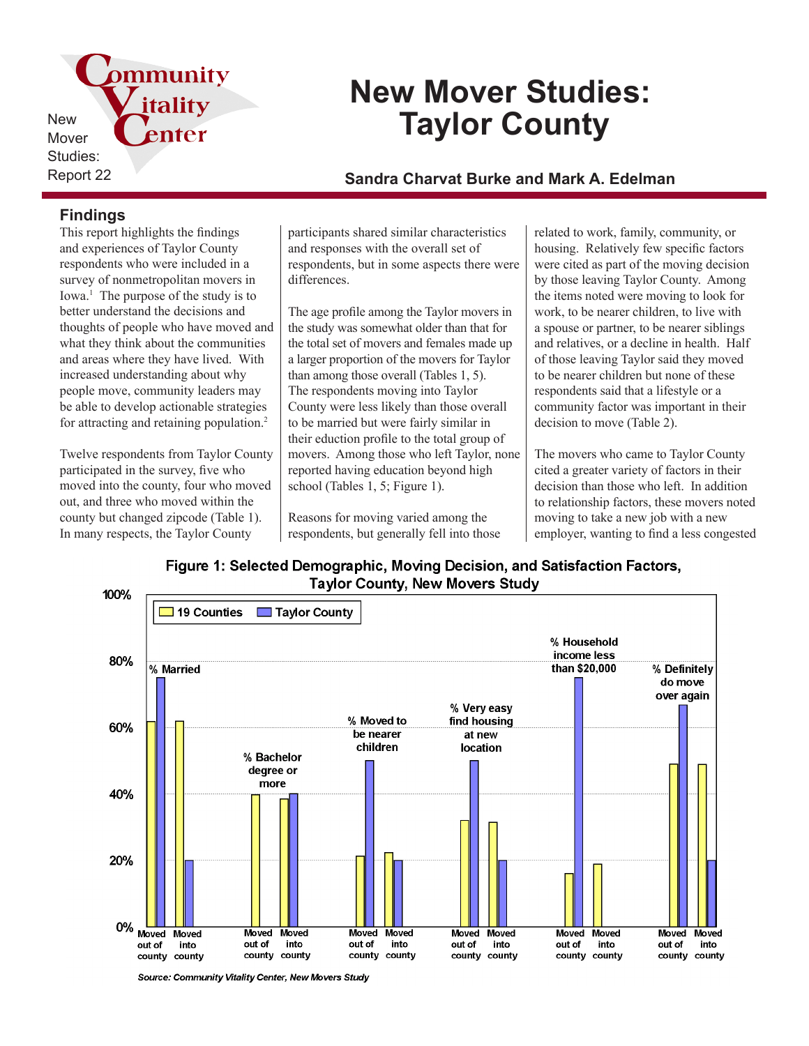New Mover Studies: Report 22

# New Mover Studies: Taylor County

**Sandra Charvat Burke and Mark A. Edelman**

## Findings

This report highlights the findings and experiences of Taylor County respondents who were included in a survey of nonmetropolitan movers in Iowa.[1] The purpose of the study is to better understand the decisions and thoughts of people who have moved and what they think about the communities and areas where they have lived. With increased understanding about why people move, community leaders may be able to develop actionable strategies for attracting and retaining population.[2]

Twelve respondents from Taylor County participated in the survey, five who moved into the county, four who moved out, and three who moved within the county but changed zipcode (Table 1). In many respects, the Taylor County participants shared similar characteristics and responses with the overall set of respondents, but in some aspects there were differences.

The age profile among the Taylor movers in the study was somewhat older than that for the total set of movers and females made up a larger proportion of the movers for Taylor than among those overall (Tables 1, 5). The respondents moving into Taylor County were less likely than those overall to be married but were fairly similar in their eduction profile to the total group of movers. Among those who left Taylor, none reported having education beyond high school (Tables 1, 5; Figure 1).

Reasons for moving varied among the respondents, but generally fell into those related to work, family, community, or housing. Relatively few specific factors were cited as part of the moving decision by those leaving Taylor County. Among the items noted were moving to look for work, to be nearer children, to live with a spouse or partner, to be nearer siblings and relatives, or a decline in health. Half of those leaving Taylor said they moved to be nearer children but none of these respondents said that a lifestyle or a community factor was important in their decision to move (Table 2).

The movers who came to Taylor County cited a greater variety of factors in their decision than those who left. In addition to relationship factors, these movers noted moving to take a new job with a new employer, wanting to find a less congested

**Figure 1: Selected Demographic, Moving Decision, and Satisfaction Factors, Taylor County, New Movers Study**

| Factor | Group | 19 Counties | Taylor County |
|---|---|---|---|
| % Married | Moved out of county | 62% | 75% |
| | Moved into county | 62% | 20% |
| % Bachelor degree or more | Moved out of county | 40% | 0% |
| | Moved into county | 39% | 40% |
| % Moved to be nearer children | Moved out of county | 21% | 50% |
| | Moved into county | 22% | 20% |
| % Very easy find housing at new location | Moved out of county | 32% | 50% |
| | Moved into county | 31% | 20% |
| % Household income less than $20,000 | Moved out of county | 16% | 75% |
| | Moved into county | 19% | 0% |
| % Definitely do move over again | Moved out of county | 49% | 67% |
| | Moved into county | 49% | 20% |

*Source: Community Vitality Center, New Movers Study*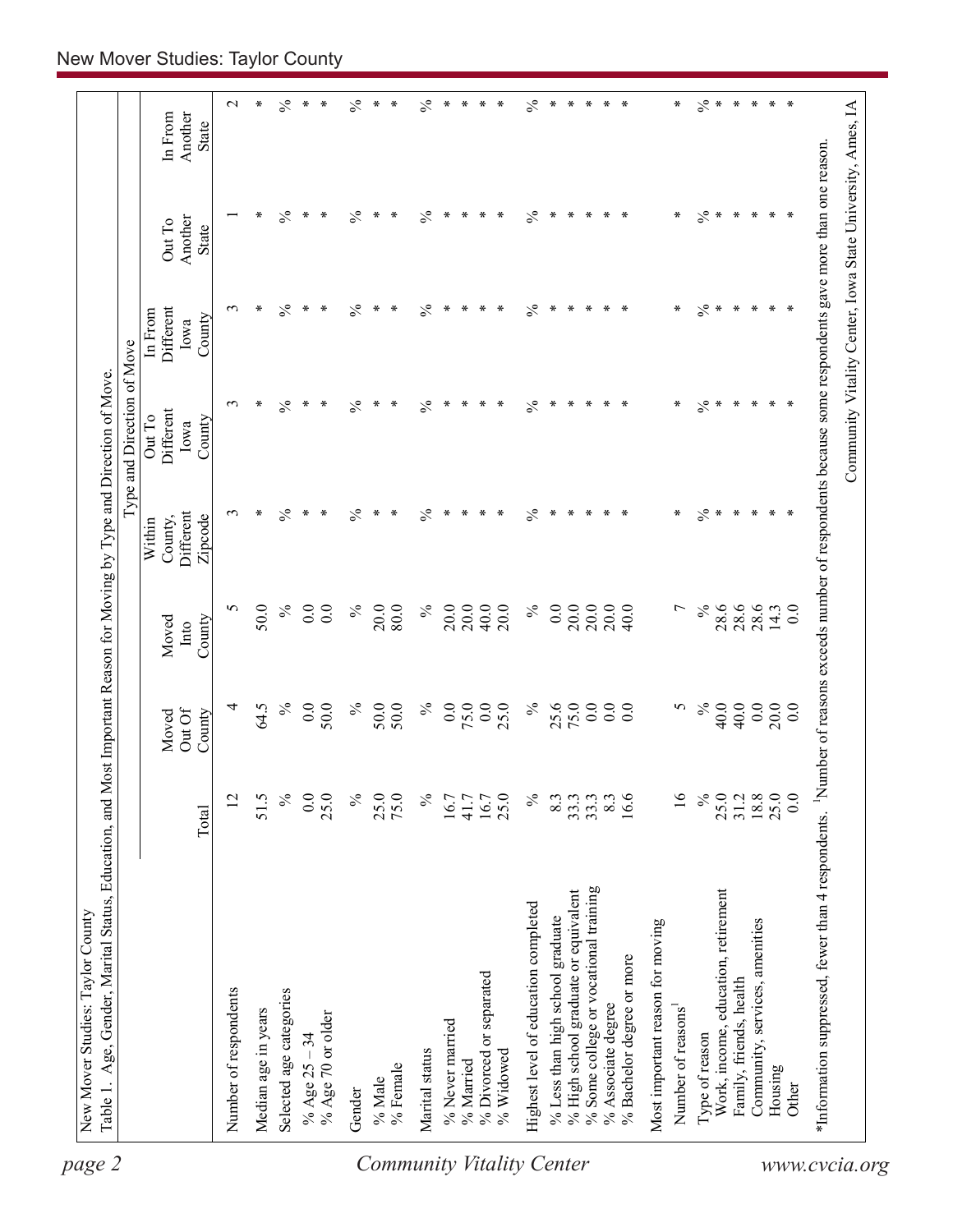New Mover Studies: Taylor County

Table 1. Age, Gender, Marital Status, Education, and Most Important Reason for Moving by Type and Direction of Move.

| | | Type and Direction of Move | | | | | | |
|---|---|---|---|---|---|---|---|---|
| | Total | Moved Out Of County | Moved Into County | Within County, Different Zipcode | Out To Different Iowa County | In From Different Iowa County | Out To Another State | In From Another State |
| Number of respondents | 12 | 4 | 5 | 3 | 3 | 3 | 1 | 2 |
| Median age in years | 51.5 | 64.5 | 50.0 | * | * | * | * | * |
| Selected age categories | % | % | % | % | % | % | % | % |
| % Age 25 – 34 | 0.0 | 0.0 | 0.0 | * | * | * | * | * |
| % Age 70 or older | 25.0 | 50.0 | 0.0 | * | * | * | * | * |
| Gender | % | % | % | % | % | % | % | % |
| % Male | 25.0 | 50.0 | 20.0 | * | * | * | * | * |
| % Female | 75.0 | 50.0 | 80.0 | * | * | * | * | * |
| Marital status | % | % | % | % | % | % | % | % |
| % Never married | 16.7 | 0.0 | 20.0 | * | * | * | * | * |
| % Married | 41.7 | 75.0 | 20.0 | * | * | * | * | * |
| % Divorced or separated | 16.7 | 0.0 | 40.0 | * | * | * | * | * |
| % Widowed | 25.0 | 25.0 | 20.0 | * | * | * | * | * |
| Highest level of education completed | % | % | % | % | % | % | % | % |
| % Less than high school graduate | 8.3 | 25.6 | 0.0 | * | * | * | * | * |
| % High school graduate or equivalent | 33.3 | 75.0 | 20.0 | * | * | * | * | * |
| % Some college or vocational training | 33.3 | 0.0 | 20.0 | * | * | * | * | * |
| % Associate degree | 8.3 | 0.0 | 20.0 | * | * | * | * | * |
| % Bachelor degree or more | 16.6 | 0.0 | 40.0 | * | * | * | * | * |
| Most important reason for moving | | | | | | | | |
| Number of reasons[1] | 16 | 5 | 7 | * | * | * | * | * |
| Type of reason | % | % | % | % | % | % | % | % |
| Work, income, education, retirement | 25.0 | 40.0 | 28.6 | * | * | * | * | * |
| Family, friends, health | 31.2 | 40.0 | 28.6 | * | * | * | * | * |
| Community, services, amenities | 18.8 | 0.0 | 28.6 | * | * | * | * | * |
| Housing | 25.0 | 20.0 | 14.3 | * | * | * | * | * |
| Other | 0.0 | 0.0 | 0.0 | * | * | * | * | * |

*Information suppressed, fewer than 4 respondents. [1]Number of reasons exceeds number of respondents because some respondents gave more than one reason.

Community Vitality Center, Iowa State University, Ames, IA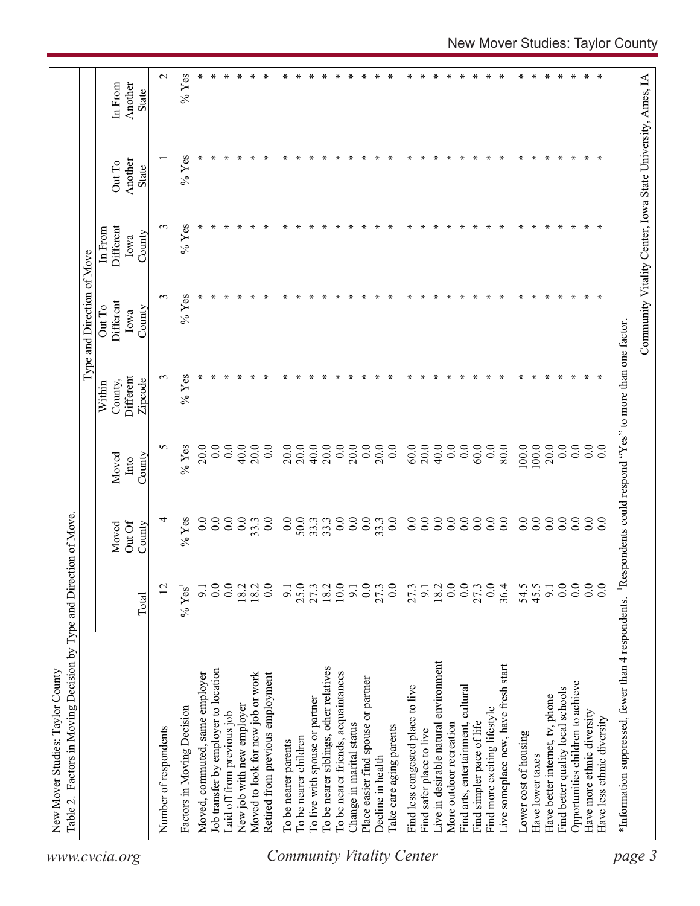New Mover Studies: Taylor County

Table 2. Factors in Moving Decision by Type and Direction of Move.

| | | | | Type and Direction of Move | | | | |
|---|---|---|---|---|---|---|---|---|
| | Total | Moved Out Of County | Moved Into County | Within County, Different Zipcode | Out To Different Iowa County | In From Different Iowa County | Out To Another State | In From Another State |
| Number of respondents | 12 | 4 | 5 | 3 | 3 | 3 | 1 | 2 |
| Factors in Moving Decision | % Yes[1] | % Yes | % Yes | % Yes | % Yes | % Yes | % Yes | % Yes |
| Moved, commuted, same employer | 9.1 | 0.0 | 20.0 | * | * | * | * | * |
| Job transfer by employer to location | 0.0 | 0.0 | 0.0 | * | * | * | * | * |
| Laid off from previous job | 0.0 | 0.0 | 0.0 | * | * | * | * | * |
| New job with new employer | 18.2 | 0.0 | 40.0 | * | * | * | * | * |
| Moved to look for new job or work | 18.2 | 33.3 | 20.0 | * | * | * | * | * |
| Retired from previous employment | 0.0 | 0.0 | 0.0 | * | * | * | * | * |
| To be nearer parents | 9.1 | 0.0 | 20.0 | * | * | * | * | * |
| To be nearer children | 25.0 | 50.0 | 20.0 | * | * | * | * | * |
| To live with spouse or partner | 27.3 | 33.3 | 40.0 | * | * | * | * | * |
| To be nearer siblings, other relatives | 18.2 | 33.3 | 20.0 | * | * | * | * | * |
| To be nearer friends, acquaintances | 10.0 | 0.0 | 0.0 | * | * | * | * | * |
| Change in marital status | 9.1 | 0.0 | 20.0 | * | * | * | * | * |
| Place easier find spouse or partner | 0.0 | 0.0 | 0.0 | * | * | * | * | * |
| Decline in health | 27.3 | 33.3 | 20.0 | * | * | * | * | * |
| Take care aging parents | 0.0 | 0.0 | 0.0 | * | * | * | * | * |
| Find less congested place to live | 27.3 | 0.0 | 60.0 | * | * | * | * | * |
| Find safer place to live | 9.1 | 0.0 | 20.0 | * | * | * | * | * |
| Live in desirable natural environment | 18.2 | 0.0 | 40.0 | * | * | * | * | * |
| More outdoor recreation | 0.0 | 0.0 | 0.0 | * | * | * | * | * |
| Find arts, entertainment, cultural | 0.0 | 0.0 | 0.0 | * | * | * | * | * |
| Find simpler pace of life | 27.3 | 0.0 | 60.0 | * | * | * | * | * |
| Find more exciting lifestyle | 0.0 | 0.0 | 0.0 | * | * | * | * | * |
| Live someplace new, have fresh start | 36.4 | 0.0 | 80.0 | * | * | * | * | * |
| Lower cost of housing | 54.5 | 0.0 | 100.0 | * | * | * | * | * |
| Have lower taxes | 45.5 | 0.0 | 100.0 | * | * | * | * | * |
| Have better internet, tv, phone | 9.1 | 0.0 | 20.0 | * | * | * | * | * |
| Find better quality local schools | 0.0 | 0.0 | 0.0 | * | * | * | * | * |
| Opportunities children to achieve | 0.0 | 0.0 | 0.0 | * | * | * | * | * |
| Have more ethnic diversity | 0.0 | 0.0 | 0.0 | * | * | * | * | * |
| Have less ethnic diversity | 0.0 | 0.0 | 0.0 | * | * | * | * | * |

*Information suppressed, fewer than 4 respondents. [1]Respondents could respond "Yes" to more than one factor.

Community Vitality Center, Iowa State University, Ames, IA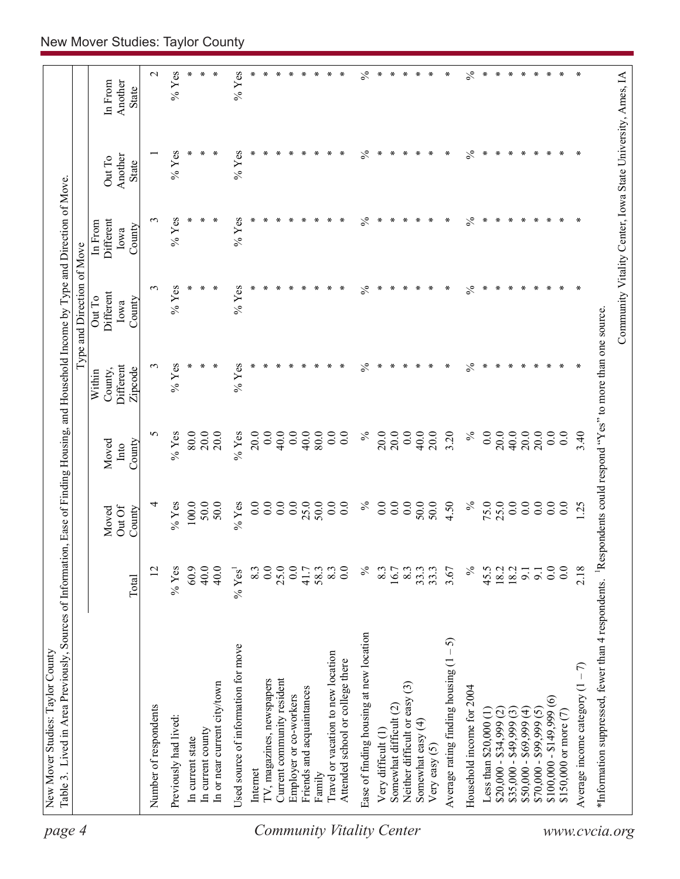New Mover Studies: Taylor County

Table 3. Lived in Area Previously, Sources of Information, Ease of Finding Housing, and Household Income by Type and Direction of Move.

| | | | | Type and Direction of Move | | | | |
|---|---|---|---|---|---|---|---|---|
| | Total | Moved Out Of County | Moved Into County | Within County, Different Zipcode | Out To Different Iowa County | In From Different Iowa County | Out To Another State | In From Another State |
| Number of respondents | 12 | 4 | 5 | 3 | 3 | 3 | 1 | 2 |
| Previously had lived: | % Yes | % Yes | % Yes | % Yes | % Yes | % Yes | % Yes | % Yes |
| In current state | 60.9 | 100.0 | 80.0 | * | * | * | * | * |
| In current county | 40.0 | 50.0 | 20.0 | * | * | * | * | * |
| In or near current city/town | 40.0 | 50.0 | 20.0 | * | * | * | * | * |
| Used source of information for move | % Yes[1] | % Yes | % Yes | % Yes | % Yes | % Yes | % Yes | % Yes |
| Internet | 8.3 | 0.0 | 20.0 | * | * | * | * | * |
| TV, magazines, newspapers | 0.0 | 0.0 | 0.0 | * | * | * | * | * |
| Current community resident | 25.0 | 0.0 | 40.0 | * | * | * | * | * |
| Employer or co-workers | 0.0 | 0.0 | 0.0 | * | * | * | * | * |
| Friends and acquaintances | 41.7 | 25.0 | 40.0 | * | * | * | * | * |
| Family | 58.3 | 50.0 | 80.0 | * | * | * | * | * |
| Travel or vacation to new location | 8.3 | 0.0 | 0.0 | * | * | * | * | * |
| Attended school or college there | 0.0 | 0.0 | 0.0 | * | * | * | * | * |
| Ease of finding housing at new location | % | % | % | % | % | % | % | % |
| Very difficult (1) | 8.3 | 0.0 | 20.0 | * | * | * | * | * |
| Somewhat difficult (2) | 16.7 | 0.0 | 20.0 | * | * | * | * | * |
| Neither difficult or easy (3) | 8.3 | 0.0 | 0.0 | * | * | * | * | * |
| Somewhat easy (4) | 33.3 | 50.0 | 40.0 | * | * | * | * | * |
| Very easy (5) | 33.3 | 50.0 | 20.0 | * | * | * | * | * |
| Average rating finding housing (1 – 5) | 3.67 | 4.50 | 3.20 | * | * | * | * | * |
| Household income for 2004 | % | % | % | % | % | % | % | % |
| Less than $20,000 (1) | 45.5 | 75.0 | 0.0 | * | * | * | * | * |
| $20,000 - $34,999 (2) | 18.2 | 25.0 | 20.0 | * | * | * | * | * |
| $35,000 - $49,999 (3) | 18.2 | 0.0 | 40.0 | * | * | * | * | * |
| $50,000 - $69,999 (4) | 9.1 | 0.0 | 20.0 | * | * | * | * | * |
| $70,000 - $99,999 (5) | 9.1 | 0.0 | 20.0 | * | * | * | * | * |
| $100,000 - $149,999 (6) | 0.0 | 0.0 | 0.0 | * | * | * | * | * |
| $150,000 or more (7) | 0.0 | 0.0 | 0.0 | * | * | * | * | * |
| Average income category (1 – 7) | 2.18 | 1.25 | 3.40 | * | * | * | * | * |

*Information suppressed, fewer than 4 respondents. [1]Respondents could respond "Yes" to more than one source.

Community Vitality Center, Iowa State University, Ames, IA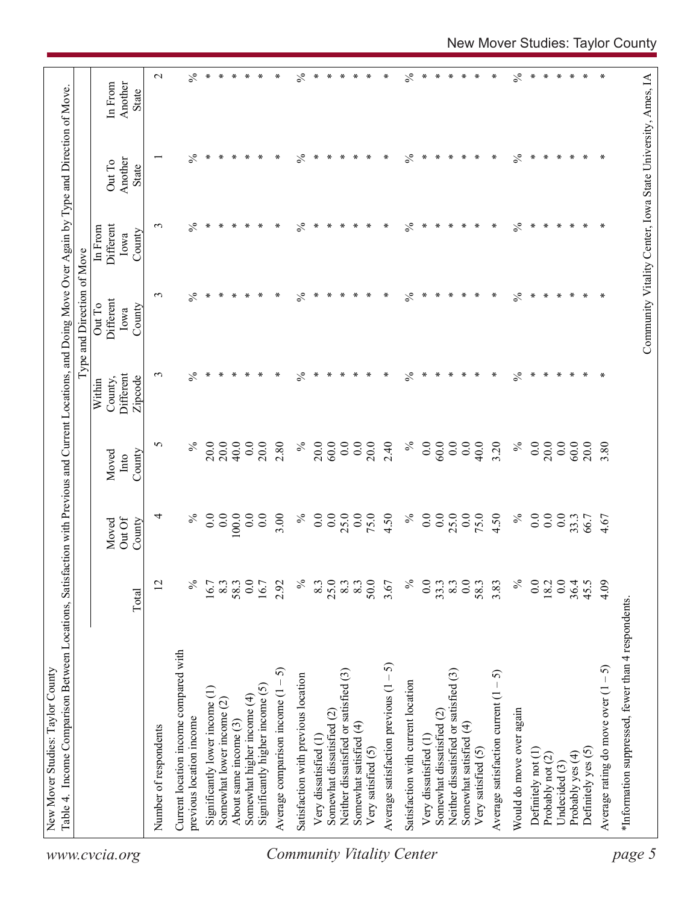New Mover Studies: Taylor County

Table 4. Income Comparison Between Locations, Satisfaction with Previous and Current Locations, and Doing Move Over Again by Type and Direction of Move.

| | Total | Moved Out Of County | Moved Into County | Type and Direction of Move | | | | |
|---|---|---|---|---|---|---|---|---|
| | | | | Within County, Different Zipcode | Out To Different Iowa County | In From Different Iowa County | Out To Another State | In From Another State |
| Number of respondents | 12 | 4 | 5 | 3 | 3 | 3 | 1 | 2 |
| Current location income compared with previous location income | % | % | % | % | % | % | % | % |
| Significantly lower income (1) | 16.7 | 0.0 | 20.0 | * | * | * | * | * |
| Somewhat lower income (2) | 8.3 | 0.0 | 20.0 | * | * | * | * | * |
| About same income (3) | 58.3 | 100.0 | 40.0 | * | * | * | * | * |
| Somewhat higher income (4) | 0.0 | 0.0 | 0.0 | * | * | * | * | * |
| Significantly higher income (5) | 16.7 | 0.0 | 20.0 | * | * | * | * | * |
| Average comparison income (1 – 5) | 2.92 | 3.00 | 2.80 | * | * | * | * | * |
| Satisfaction with previous location | % | % | % | % | % | % | % | % |
| Very dissatisfied (1) | 8.3 | 0.0 | 20.0 | * | * | * | * | * |
| Somewhat dissatisfied (2) | 25.0 | 0.0 | 60.0 | * | * | * | * | * |
| Neither dissatisfied or satisfied (3) | 8.3 | 25.0 | 0.0 | * | * | * | * | * |
| Somewhat satisfied (4) | 8.3 | 0.0 | 0.0 | * | * | * | * | * |
| Very satisfied (5) | 50.0 | 75.0 | 20.0 | * | * | * | * | * |
| Average satisfaction previous (1 – 5) | 3.67 | 4.50 | 2.40 | * | * | * | * | * |
| Satisfaction with current location | % | % | % | % | % | % | % | % |
| Very dissatisfied (1) | 0.0 | 0.0 | 0.0 | * | * | * | * | * |
| Somewhat dissatisfied (2) | 33.3 | 0.0 | 60.0 | * | * | * | * | * |
| Neither dissatisfied or satisfied (3) | 8.3 | 25.0 | 0.0 | * | * | * | * | * |
| Somewhat satisfied (4) | 0.0 | 0.0 | 0.0 | * | * | * | * | * |
| Very satisfied (5) | 58.3 | 75.0 | 40.0 | * | * | * | * | * |
| Average satisfaction current (1 – 5) | 3.83 | 4.50 | 3.20 | * | * | * | * | * |
| Would do move over again | % | % | % | % | % | % | % | % |
| Definitely not (1) | 0.0 | 0.0 | 0.0 | * | * | * | * | * |
| Probably not (2) | 18.2 | 0.0 | 20.0 | * | * | * | * | * |
| Undecided (3) | 0.0 | 0.0 | 0.0 | * | * | * | * | * |
| Probably yes (4) | 36.4 | 33.3 | 60.0 | * | * | * | * | * |
| Definitely yes (5) | 45.5 | 66.7 | 20.0 | * | * | * | * | * |
| Average rating do move over (1 – 5) | 4.09 | 4.67 | 3.80 | * | * | * | * | * |

*Information suppressed, fewer than 4 respondents.

Community Vitality Center, Iowa State University, Ames, IA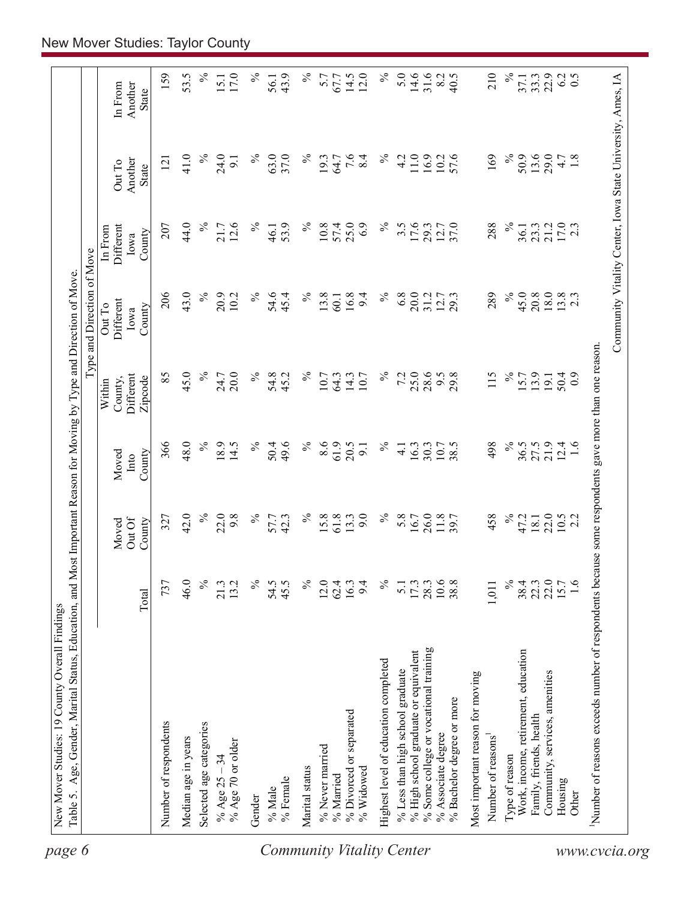New Mover Studies: 19 County Overall Findings

Table 5. Age, Gender, Marital Status, Education, and Most Important Reason for Moving by Type and Direction of Move.

| | Total | Moved Out Of County | Moved Into County | Within County, Different Zipcode | Out To Different Iowa County | In From Different Iowa County | Out To Another State | In From Another State |
|---|---|---|---|---|---|---|---|---|
| | | | | Type and Direction of Move | | | | |
| Number of respondents | 737 | 327 | 366 | 85 | 206 | 207 | 121 | 159 |
| Median age in years | 46.0 | 42.0 | 48.0 | 45.0 | 43.0 | 44.0 | 41.0 | 53.5 |
| Selected age categories | % | % | % | % | % | % | % | % |
| % Age 25 – 34 | 21.3 | 22.0 | 18.9 | 24.7 | 20.9 | 21.7 | 24.0 | 15.1 |
| % Age 70 or older | 13.2 | 9.8 | 14.5 | 20.0 | 10.2 | 12.6 | 9.1 | 17.0 |
| Gender | % | % | % | % | % | % | % | % |
| % Male | 54.5 | 57.7 | 50.4 | 54.8 | 54.6 | 46.1 | 63.0 | 56.1 |
| % Female | 45.5 | 42.3 | 49.6 | 45.2 | 45.4 | 53.9 | 37.0 | 43.9 |
| Marital status | % | % | % | % | % | % | % | % |
| % Never married | 12.0 | 15.8 | 8.6 | 10.7 | 13.8 | 10.8 | 19.3 | 5.7 |
| % Married | 62.4 | 61.8 | 61.9 | 64.3 | 60.1 | 57.4 | 64.7 | 67.7 |
| % Divorced or separated | 16.3 | 13.3 | 20.5 | 14.3 | 16.8 | 25.0 | 7.6 | 14.5 |
| % Widowed | 9.4 | 9.0 | 9.1 | 10.7 | 9.4 | 6.9 | 8.4 | 12.0 |
| Highest level of education completed | % | % | % | % | % | % | % | % |
| % Less than high school graduate | 5.1 | 5.8 | 4.1 | 7.2 | 6.8 | 3.5 | 4.2 | 5.0 |
| % High school graduate or equivalent | 17.3 | 16.7 | 16.3 | 25.0 | 20.0 | 17.6 | 11.0 | 14.6 |
| % Some college or vocational training | 28.3 | 26.0 | 30.3 | 28.6 | 31.2 | 29.3 | 16.9 | 31.6 |
| % Associate degree | 10.6 | 11.8 | 10.7 | 9.5 | 12.7 | 12.7 | 10.2 | 8.2 |
| % Bachelor degree or more | 38.8 | 39.7 | 38.5 | 29.8 | 29.3 | 37.0 | 57.6 | 40.5 |
| Most important reason for moving | | | | | | | | |
| Number of reasons[1] | 1,011 | 458 | 498 | 115 | 289 | 288 | 169 | 210 |
| Type of reason | % | % | % | % | % | % | % | % |
| Work, income, retirement, education | 38.4 | 47.2 | 36.5 | 15.7 | 45.0 | 36.1 | 50.9 | 37.1 |
| Family, friends, health | 22.3 | 18.1 | 27.5 | 13.9 | 20.8 | 23.3 | 13.6 | 33.3 |
| Community, services, amenities | 22.0 | 22.0 | 21.9 | 19.1 | 18.0 | 21.2 | 29.0 | 22.9 |
| Housing | 15.7 | 10.5 | 12.4 | 50.4 | 13.8 | 17.0 | 4.7 | 6.2 |
| Other | 1.6 | 2.2 | 1.6 | 0.9 | 2.3 | 2.3 | 1.8 | 0.5 |

[1]Number of reasons exceeds number of respondents because some respondents gave more than one reason.

Community Vitality Center, Iowa State University, Ames, IA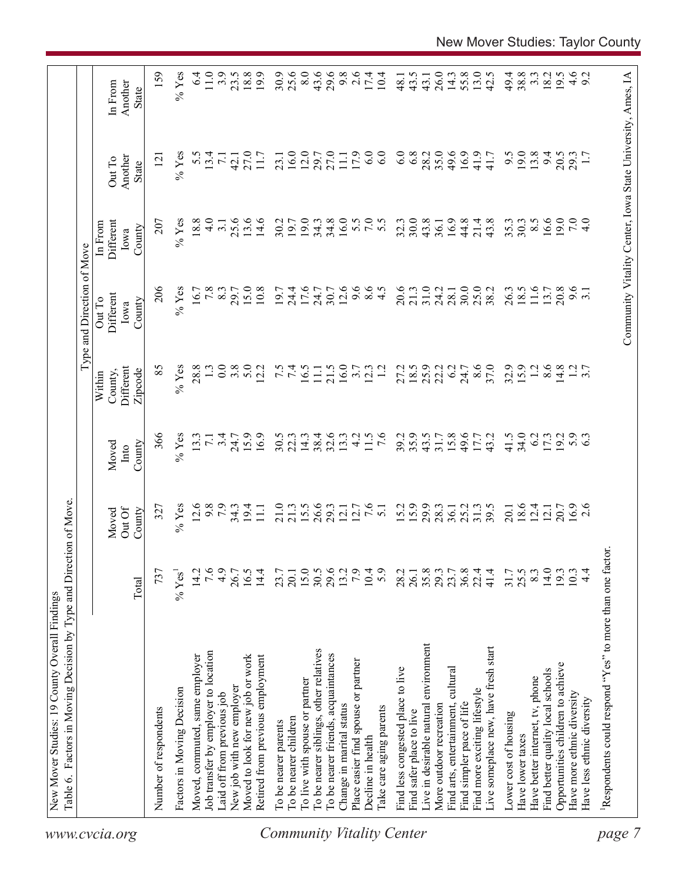New Mover Studies: 19 County Overall Findings

Table 6. Factors in Moving Decision by Type and Direction of Move.

| | Total | Moved Out Of County | Moved Into County | Type and Direction of Move: Within County, Different Zipcode | Out To Different Iowa County | In From Different Iowa County | Out To Another State | In From Another State |
|---|---|---|---|---|---|---|---|---|
| Number of respondents | 737 | 327 | 366 | 85 | 206 | 207 | 121 | 159 |
| Factors in Moving Decision | % Yes[1] | % Yes | % Yes | % Yes | % Yes | % Yes | % Yes | % Yes |
| Moved, commuted, same employer | 14.2 | 12.6 | 13.3 | 28.8 | 16.7 | 18.8 | 5.5 | 6.4 |
| Job transfer by employer to location | 7.6 | 9.8 | 7.1 | 1.3 | 7.8 | 4.0 | 13.4 | 11.0 |
| Laid off from previous job | 4.9 | 7.9 | 3.4 | 0.0 | 8.3 | 3.1 | 7.1 | 3.9 |
| New job with new employer | 26.7 | 34.3 | 24.7 | 3.8 | 29.7 | 25.6 | 42.1 | 23.5 |
| Moved to look for new job or work | 16.5 | 19.4 | 15.9 | 5.0 | 15.0 | 13.6 | 27.0 | 18.8 |
| Retired from previous employment | 14.4 | 11.1 | 16.9 | 12.2 | 10.8 | 14.6 | 11.7 | 19.9 |
| To be nearer parents | 23.7 | 21.0 | 30.5 | 7.5 | 19.7 | 30.2 | 23.1 | 30.9 |
| To be nearer children | 20.1 | 21.3 | 22.3 | 7.4 | 24.4 | 19.7 | 16.0 | 25.6 |
| To live with spouse or partner | 15.0 | 15.5 | 14.3 | 16.5 | 17.6 | 19.0 | 12.0 | 8.0 |
| To be nearer siblings, other relatives | 30.5 | 26.6 | 38.4 | 11.1 | 24.7 | 34.3 | 29.7 | 43.6 |
| To be nearer friends, acquaintances | 29.6 | 29.3 | 32.6 | 21.5 | 30.7 | 34.8 | 27.0 | 29.6 |
| Change in marital status | 13.2 | 12.1 | 13.3 | 16.0 | 12.6 | 16.0 | 11.1 | 9.8 |
| Place easier find spouse or partner | 7.9 | 12.7 | 4.2 | 3.7 | 9.6 | 5.5 | 17.9 | 2.6 |
| Decline in health | 10.4 | 7.6 | 11.5 | 12.3 | 8.6 | 7.0 | 6.0 | 17.4 |
| Take care aging parents | 5.9 | 5.1 | 7.6 | 1.2 | 4.5 | 5.5 | 6.0 | 10.4 |
| Find less congested place to live | 28.2 | 15.2 | 39.2 | 27.2 | 20.6 | 32.3 | 6.0 | 48.1 |
| Find safer place to live | 26.1 | 15.9 | 35.9 | 18.5 | 21.3 | 30.0 | 6.8 | 43.5 |
| Live in desirable natural environment | 35.8 | 29.9 | 43.5 | 25.9 | 31.0 | 43.8 | 28.2 | 43.1 |
| More outdoor recreation | 29.3 | 28.3 | 31.7 | 22.2 | 24.2 | 36.1 | 35.0 | 26.0 |
| Find arts, entertainment, cultural | 23.7 | 36.1 | 15.8 | 6.2 | 28.1 | 16.9 | 49.6 | 14.3 |
| Find simpler pace of life | 36.8 | 25.2 | 49.6 | 24.7 | 30.0 | 44.8 | 16.9 | 55.8 |
| Find more exciting lifestyle | 22.4 | 31.3 | 17.7 | 8.6 | 25.0 | 21.4 | 41.9 | 13.0 |
| Live someplace new, have fresh start | 41.4 | 39.5 | 43.2 | 37.0 | 38.2 | 43.8 | 41.7 | 42.5 |
| Lower cost of housing | 31.7 | 20.1 | 41.5 | 32.9 | 26.3 | 35.3 | 9.5 | 49.4 |
| Have lower taxes | 25.5 | 18.6 | 34.0 | 15.9 | 18.5 | 30.3 | 19.0 | 38.8 |
| Have better internet, tv, phone | 8.3 | 12.4 | 6.2 | 1.2 | 11.6 | 8.5 | 13.8 | 3.3 |
| Find better quality local schools | 14.0 | 12.1 | 17.3 | 8.6 | 13.7 | 16.6 | 9.4 | 18.2 |
| Opportunities children to achieve | 19.3 | 20.7 | 19.2 | 14.8 | 20.8 | 19.0 | 20.5 | 19.5 |
| Have more ethnic diversity | 10.3 | 16.9 | 5.9 | 1.2 | 9.6 | 7.0 | 29.3 | 4.6 |
| Have less ethnic diversity | 4.4 | 2.6 | 6.3 | 3.7 | 3.1 | 4.0 | 1.7 | 9.2 |

[1]Respondents could respond "Yes" to more than one factor.

Community Vitality Center, Iowa State University, Ames, IA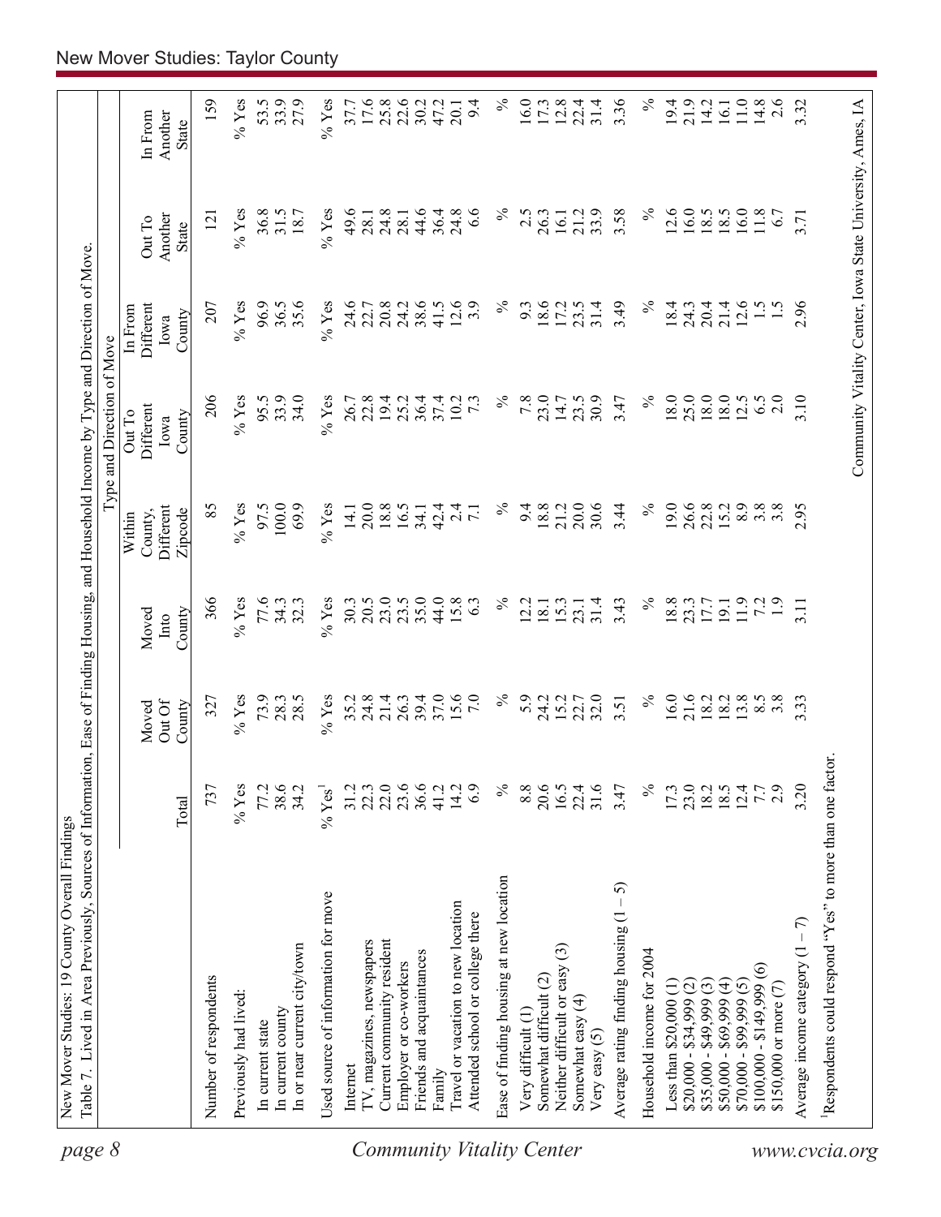New Mover Studies: 19 County Overall Findings

Table 7. Lived in Area Previously, Sources of Information, Ease of Finding Housing, and Household Income by Type and Direction of Move.

| | Total | Moved Out Of County | Moved Into County | Type and Direction of Move: Within County, Different Zipcode | Out To Different Iowa County | In From Different Iowa County | Out To Another State | In From Another State |
|---|---|---|---|---|---|---|---|---|
| Number of respondents | 737 | 327 | 366 | 85 | 206 | 207 | 121 | 159 |
| Previously had lived: | % Yes | % Yes | % Yes | % Yes | % Yes | % Yes | % Yes | % Yes |
| In current state | 77.2 | 73.9 | 77.6 | 97.5 | 95.5 | 96.9 | 36.8 | 53.5 |
| In current county | 38.6 | 28.3 | 34.3 | 100.0 | 33.9 | 36.5 | 31.5 | 33.9 |
| In or near current city/town | 34.2 | 28.5 | 32.3 | 69.9 | 34.0 | 35.6 | 18.7 | 27.9 |
| Used source of information for move | % Yes[1] | % Yes | % Yes | % Yes | % Yes | % Yes | % Yes | % Yes |
| Internet | 31.2 | 35.2 | 30.3 | 14.1 | 26.7 | 24.6 | 49.6 | 37.7 |
| TV, magazines, newspapers | 22.3 | 24.8 | 20.5 | 20.0 | 22.8 | 22.7 | 28.1 | 17.6 |
| Current community resident | 22.0 | 21.4 | 23.0 | 18.8 | 19.4 | 20.8 | 24.8 | 25.8 |
| Employer or co-workers | 23.6 | 26.3 | 23.5 | 16.5 | 25.2 | 24.2 | 28.1 | 22.6 |
| Friends and acquaintances | 36.6 | 39.4 | 35.0 | 34.1 | 36.4 | 38.6 | 44.6 | 30.2 |
| Family | 41.2 | 37.0 | 44.0 | 42.4 | 37.4 | 41.5 | 36.4 | 47.2 |
| Travel or vacation to new location | 14.2 | 15.6 | 15.8 | 2.4 | 10.2 | 12.6 | 24.8 | 20.1 |
| Attended school or college there | 6.9 | 7.0 | 6.3 | 7.1 | 7.3 | 3.9 | 6.6 | 9.4 |
| Ease of finding housing at new location | % | % | % | % | % | % | % | % |
| Very difficult (1) | 8.8 | 5.9 | 12.2 | 9.4 | 7.8 | 9.3 | 2.5 | 16.0 |
| Somewhat difficult (2) | 20.6 | 24.2 | 18.1 | 18.8 | 23.0 | 18.6 | 26.3 | 17.3 |
| Neither difficult or easy (3) | 16.5 | 15.2 | 15.3 | 21.2 | 14.7 | 17.2 | 16.1 | 12.8 |
| Somewhat easy (4) | 22.4 | 22.7 | 23.1 | 20.0 | 23.5 | 23.5 | 21.2 | 22.4 |
| Very easy (5) | 31.6 | 32.0 | 31.4 | 30.6 | 30.9 | 31.4 | 33.9 | 31.4 |
| Average rating finding housing (1 – 5) | 3.47 | 3.51 | 3.43 | 3.44 | 3.47 | 3.49 | 3.58 | 3.36 |
| Household income for 2004 | % | % | % | % | % | % | % | % |
| Less than $20,000 (1) | 17.3 | 16.0 | 18.8 | 19.0 | 18.0 | 18.4 | 12.6 | 19.4 |
| $20,000 - $34,999 (2) | 23.0 | 21.6 | 23.3 | 26.6 | 25.0 | 24.3 | 16.0 | 21.9 |
| $35,000 - $49,999 (3) | 18.2 | 18.2 | 17.7 | 22.8 | 18.0 | 20.4 | 18.5 | 14.2 |
| $50,000 - $69,999 (4) | 18.5 | 18.2 | 19.1 | 15.2 | 18.0 | 21.4 | 18.5 | 16.1 |
| $70,000 - $99,999 (5) | 12.4 | 13.8 | 11.9 | 8.9 | 12.5 | 12.6 | 16.0 | 11.0 |
| $100,000 - $149,999 (6) | 7.7 | 8.5 | 7.2 | 3.8 | 6.5 | 1.5 | 11.8 | 14.8 |
| $150,000 or more (7) | 2.9 | 3.8 | 1.9 | 3.8 | 2.0 | 1.5 | 6.7 | 2.6 |
| Average income category (1 – 7) | 3.20 | 3.33 | 3.11 | 2.95 | 3.10 | 2.96 | 3.71 | 3.32 |

[1]Respondents could respond "Yes" to more than one factor.

Community Vitality Center, Iowa State University, Ames, IA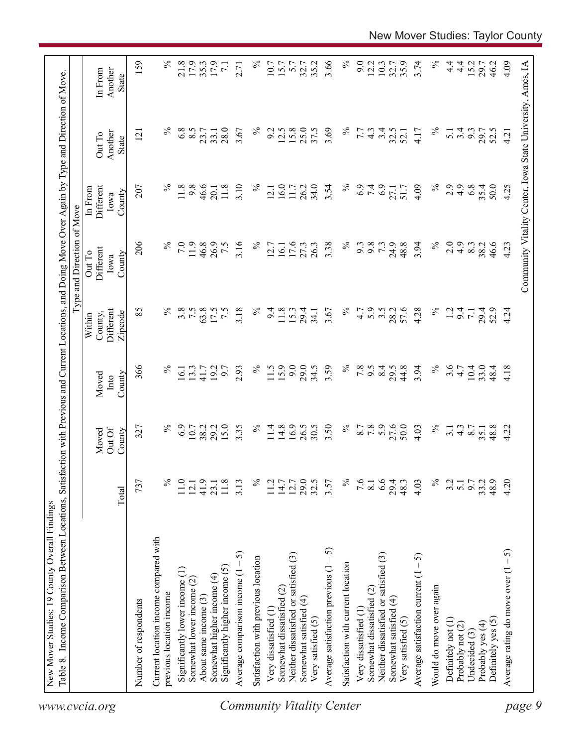New Mover Studies: 19 County Overall Findings

Table 8. Income Comparison Between Locations, Satisfaction with Previous and Current Locations, and Doing Move Over Again by Type and Direction of Move.

| | | | | Type and Direction of Move | | | | |
|---|---|---|---|---|---|---|---|---|
| | Total | Moved Out Of County | Moved Into County | Within County, Different Zipcode | Out To Different Iowa County | In From Different Iowa County | Out To Another State | In From Another State |
| Number of respondents | 737 | 327 | 366 | 85 | 206 | 207 | 121 | 159 |
| Current location income compared with previous location income | % | % | % | % | % | % | % | % |
| Significantly lower income (1) | 11.0 | 6.9 | 16.1 | 3.8 | 7.0 | 11.8 | 6.8 | 21.8 |
| Somewhat lower income (2) | 12.1 | 10.7 | 13.3 | 7.5 | 11.9 | 9.8 | 8.5 | 17.9 |
| About same income (3) | 41.9 | 38.2 | 41.7 | 63.8 | 46.8 | 46.6 | 23.7 | 35.3 |
| Somewhat higher income (4) | 23.1 | 29.2 | 19.2 | 17.5 | 26.9 | 20.1 | 33.1 | 17.9 |
| Significantly higher income (5) | 11.8 | 15.0 | 9.7 | 7.5 | 7.5 | 11.8 | 28.0 | 7.1 |
| Average comparison income (1 – 5) | 3.13 | 3.35 | 2.93 | 3.18 | 3.16 | 3.10 | 3.67 | 2.71 |
| Satisfaction with previous location | % | % | % | % | % | % | % | % |
| Very dissatisfied (1) | 11.2 | 11.4 | 11.5 | 9.4 | 12.7 | 12.1 | 9.2 | 10.7 |
| Somewhat dissatisfied (2) | 14.7 | 14.8 | 15.9 | 11.8 | 16.1 | 16.0 | 12.5 | 15.7 |
| Neither dissatisfied or satisfied (3) | 12.7 | 16.9 | 9.0 | 15.3 | 17.6 | 11.7 | 15.8 | 5.7 |
| Somewhat satisfied (4) | 29.0 | 26.5 | 29.0 | 29.4 | 27.3 | 26.2 | 25.0 | 32.7 |
| Very satisfied (5) | 32.5 | 30.5 | 34.5 | 34.1 | 26.3 | 34.0 | 37.5 | 35.2 |
| Average satisfaction previous (1 – 5) | 3.57 | 3.50 | 3.59 | 3.67 | 3.38 | 3.54 | 3.69 | 3.66 |
| Satisfaction with current location | % | % | % | % | % | % | % | % |
| Very dissatisfied (1) | 7.6 | 8.7 | 7.8 | 4.7 | 9.3 | 6.9 | 7.7 | 9.0 |
| Somewhat dissatisfied (2) | 8.1 | 7.8 | 9.5 | 5.9 | 9.8 | 7.4 | 4.3 | 12.2 |
| Neither dissatisfied or satisfied (3) | 6.6 | 5.9 | 8.4 | 3.5 | 7.3 | 6.9 | 3.4 | 10.3 |
| Somewhat satisfied (4) | 29.4 | 27.6 | 29.5 | 28.2 | 24.9 | 27.1 | 32.5 | 32.7 |
| Very satisfied (5) | 48.3 | 50.0 | 44.8 | 57.6 | 48.8 | 51.7 | 52.1 | 35.9 |
| Average satisfaction current (1 – 5) | 4.03 | 4.03 | 3.94 | 4.28 | 3.94 | 4.09 | 4.17 | 3.74 |
| Would do move over again | % | % | % | % | % | % | % | % |
| Definitely not (1) | 3.2 | 3.1 | 3.6 | 1.2 | 2.0 | 2.9 | 5.1 | 4.4 |
| Probably not (2) | 5.1 | 4.3 | 4.7 | 9.4 | 4.9 | 4.9 | 3.4 | 4.4 |
| Undecided (3) | 9.7 | 8.7 | 10.4 | 7.1 | 8.3 | 6.8 | 9.3 | 15.2 |
| Probably yes (4) | 33.2 | 35.1 | 33.0 | 29.4 | 38.2 | 35.4 | 29.7 | 29.7 |
| Definitely yes (5) | 48.9 | 48.8 | 48.4 | 52.9 | 46.6 | 50.0 | 52.5 | 46.2 |
| Average rating do move over (1 – 5) | 4.20 | 4.22 | 4.18 | 4.24 | 4.23 | 4.25 | 4.21 | 4.09 |

Community Vitality Center, Iowa State University, Ames, IA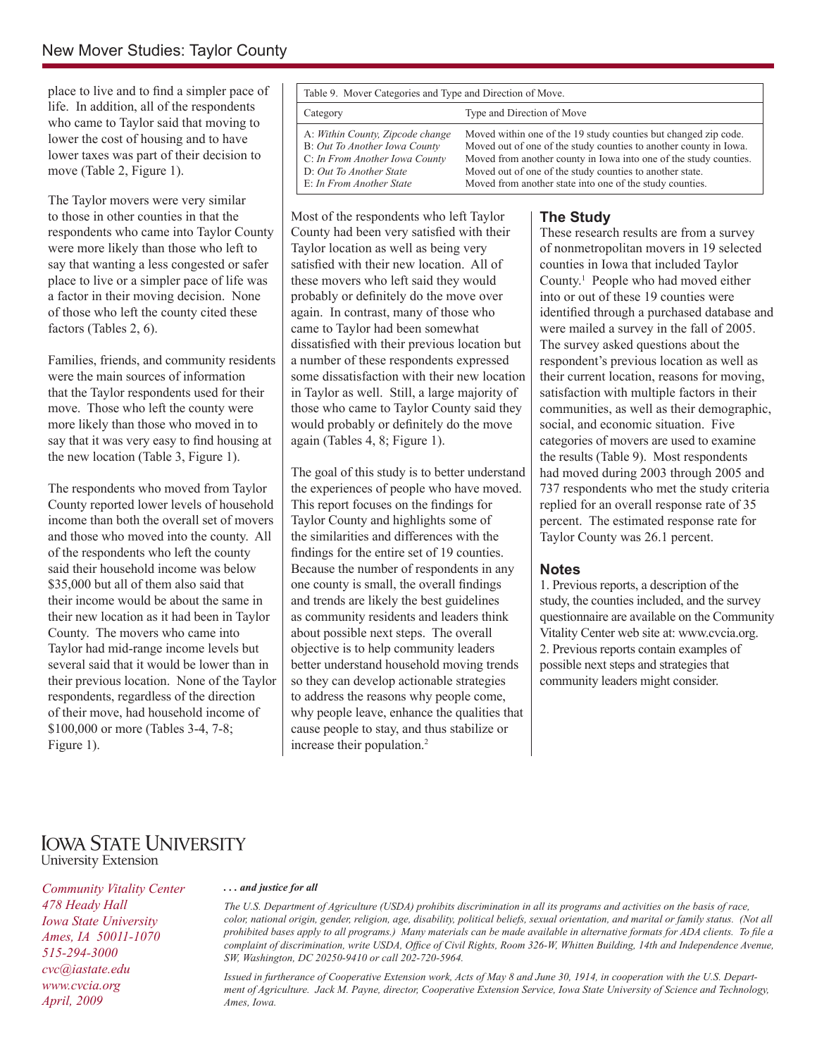place to live and to find a simpler pace of life. In addition, all of the respondents who came to Taylor said that moving to lower the cost of housing and to have lower taxes was part of their decision to move (Table 2, Figure 1).

The Taylor movers were very similar to those in other counties in that the respondents who came into Taylor County were more likely than those who left to say that wanting a less congested or safer place to live or a simpler pace of life was a factor in their moving decision. None of those who left the county cited these factors (Tables 2, 6).

Families, friends, and community residents were the main sources of information that the Taylor respondents used for their move. Those who left the county were more likely than those who moved in to say that it was very easy to find housing at the new location (Table 3, Figure 1).

The respondents who moved from Taylor County reported lower levels of household income than both the overall set of movers and those who moved into the county. All of the respondents who left the county said their household income was below $35,000 but all of them also said that their income would be about the same in their new location as it had been in Taylor County. The movers who came into Taylor had mid-range income levels but several said that it would be lower than in their previous location. None of the Taylor respondents, regardless of the direction of their move, had household income of $100,000 or more (Tables 3-4, 7-8; Figure 1).

Table 9. Mover Categories and Type and Direction of Move.

| Category | Type and Direction of Move |
|---|---|
| A: *Within County, Zipcode change* | Moved within one of the 19 study counties but changed zip code. |
| B: *Out To Another Iowa County* | Moved out of one of the study counties to another county in Iowa. |
| C: *In From Another Iowa County* | Moved from another county in Iowa into one of the study counties. |
| D: *Out To Another State* | Moved out of one of the study counties to another state. |
| E: *In From Another State* | Moved from another state into one of the study counties. |

Most of the respondents who left Taylor County had been very satisfied with their Taylor location as well as being very satisfied with their new location. All of these movers who left said they would probably or definitely do the move over again. In contrast, many of those who came to Taylor had been somewhat dissatisfied with their previous location but a number of these respondents expressed some dissatisfaction with their new location in Taylor as well. Still, a large majority of those who came to Taylor County said they would probably or definitely do the move again (Tables 4, 8; Figure 1).

The goal of this study is to better understand the experiences of people who have moved. This report focuses on the findings for Taylor County and highlights some of the similarities and differences with the findings for the entire set of 19 counties. Because the number of respondents in any one county is small, the overall findings and trends are likely the best guidelines as community residents and leaders think about possible next steps. The overall objective is to help community leaders better understand household moving trends so they can develop actionable strategies to address the reasons why people come, why people leave, enhance the qualities that cause people to stay, and thus stabilize or increase their population.[2]

## The Study

These research results are from a survey of nonmetropolitan movers in 19 selected counties in Iowa that included Taylor County.[1] People who had moved either into or out of these 19 counties were identified through a purchased database and were mailed a survey in the fall of 2005. The survey asked questions about the respondent's previous location as well as their current location, reasons for moving, satisfaction with multiple factors in their communities, as well as their demographic, social, and economic situation. Five categories of movers are used to examine the results (Table 9). Most respondents had moved during 2003 through 2005 and 737 respondents who met the study criteria replied for an overall response rate of 35 percent. The estimated response rate for Taylor County was 26.1 percent.

## Notes

1. Previous reports, a description of the study, the counties included, and the survey questionnaire are available on the Community Vitality Center web site at: www.cvcia.org.
2. Previous reports contain examples of possible next steps and strategies that community leaders might consider.

IOWA STATE UNIVERSITY
University Extension

*Community Vitality Center*
*478 Heady Hall*
*Iowa State University*
*Ames, IA 50011-1070*
*515-294-3000*
*cvc@iastate.edu*
*www.cvcia.org*
*April, 2009*

***. . . and justice for all***

*The U.S. Department of Agriculture (USDA) prohibits discrimination in all its programs and activities on the basis of race, color, national origin, gender, religion, age, disability, political beliefs, sexual orientation, and marital or family status. (Not all prohibited bases apply to all programs.) Many materials can be made available in alternative formats for ADA clients. To file a complaint of discrimination, write USDA, Office of Civil Rights, Room 326-W, Whitten Building, 14th and Independence Avenue, SW, Washington, DC 20250-9410 or call 202-720-5964.*

*Issued in furtherance of Cooperative Extension work, Acts of May 8 and June 30, 1914, in cooperation with the U.S. Department of Agriculture. Jack M. Payne, director, Cooperative Extension Service, Iowa State University of Science and Technology, Ames, Iowa.*